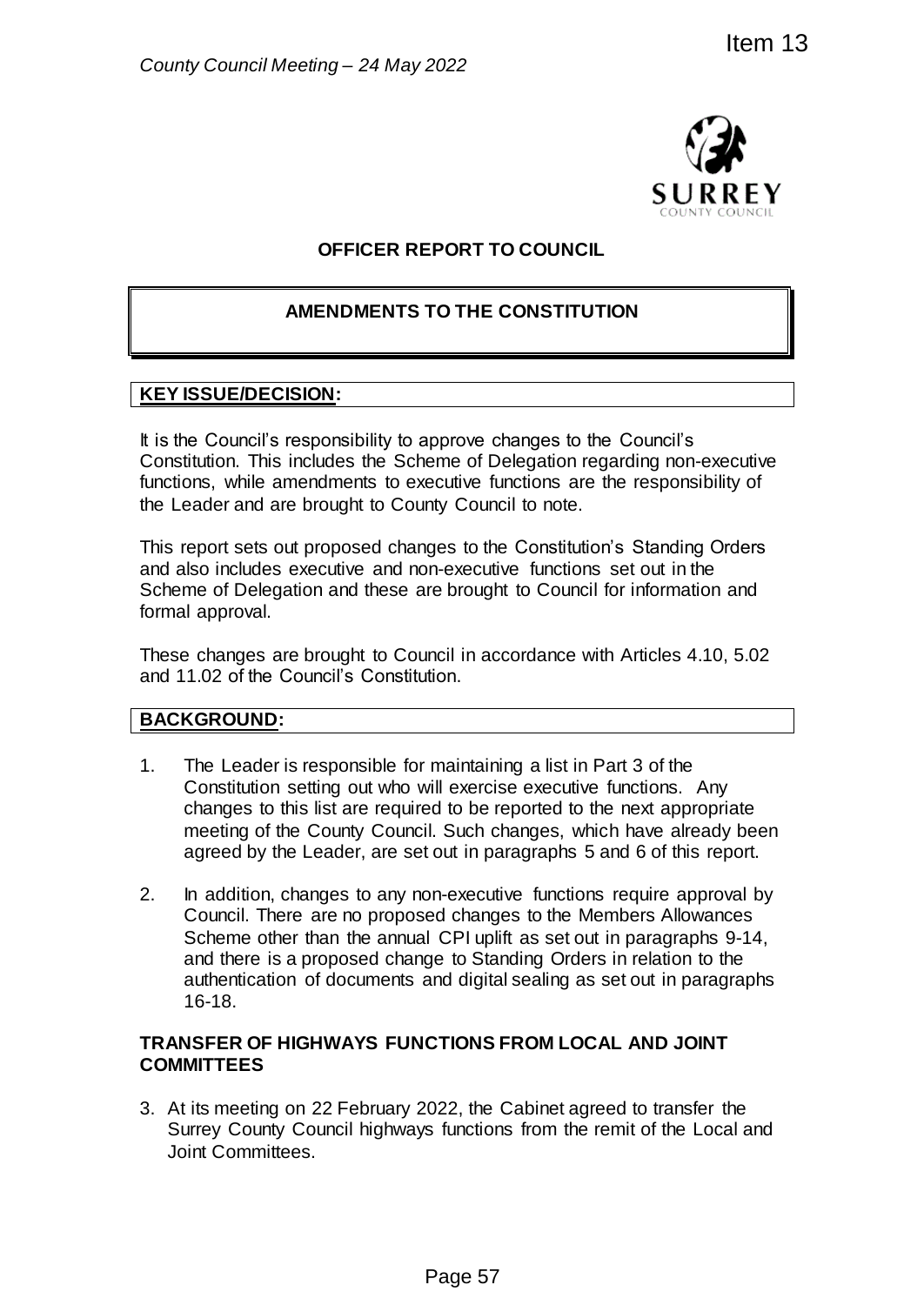**OFFICER REPORT TO COUNCIL**

# AMENDMENTS TO THE CONSTITUTION

## KEY ISSUE/DECISION:

It is the Council's responsibility to approve changes to the Council's Constitution. This includes the Scheme of Delegation regarding non-executive functions, while amendments to executive functions are the responsibility of the Leader and are brought to County Council to note.

This report sets out proposed changes to the Constitution's Standing Orders and also includes executive and non-executive functions set out in the Scheme of Delegation and these are brought to Council for information and formal approval.

These changes are brought to Council in accordance with Articles 4.10, 5.02 and 11.02 of the Council's Constitution.

## BACKGROUND:

1. The Leader is responsible for maintaining a list in Part 3 of the Constitution setting out who will exercise executive functions. Any changes to this list are required to be reported to the next appropriate meeting of the County Council. Such changes, which have already been agreed by the Leader, are set out in paragraphs 5 and 6 of this report.

2. In addition, changes to any non-executive functions require approval by Council. There are no proposed changes to the Members Allowances Scheme other than the annual CPI uplift as set out in paragraphs 9-14, and there is a proposed change to Standing Orders in relation to the authentication of documents and digital sealing as set out in paragraphs 16-18.

### TRANSFER OF HIGHWAYS FUNCTIONS FROM LOCAL AND JOINT COMMITTEES

3. At its meeting on 22 February 2022, the Cabinet agreed to transfer the Surrey County Council highways functions from the remit of the Local and Joint Committees.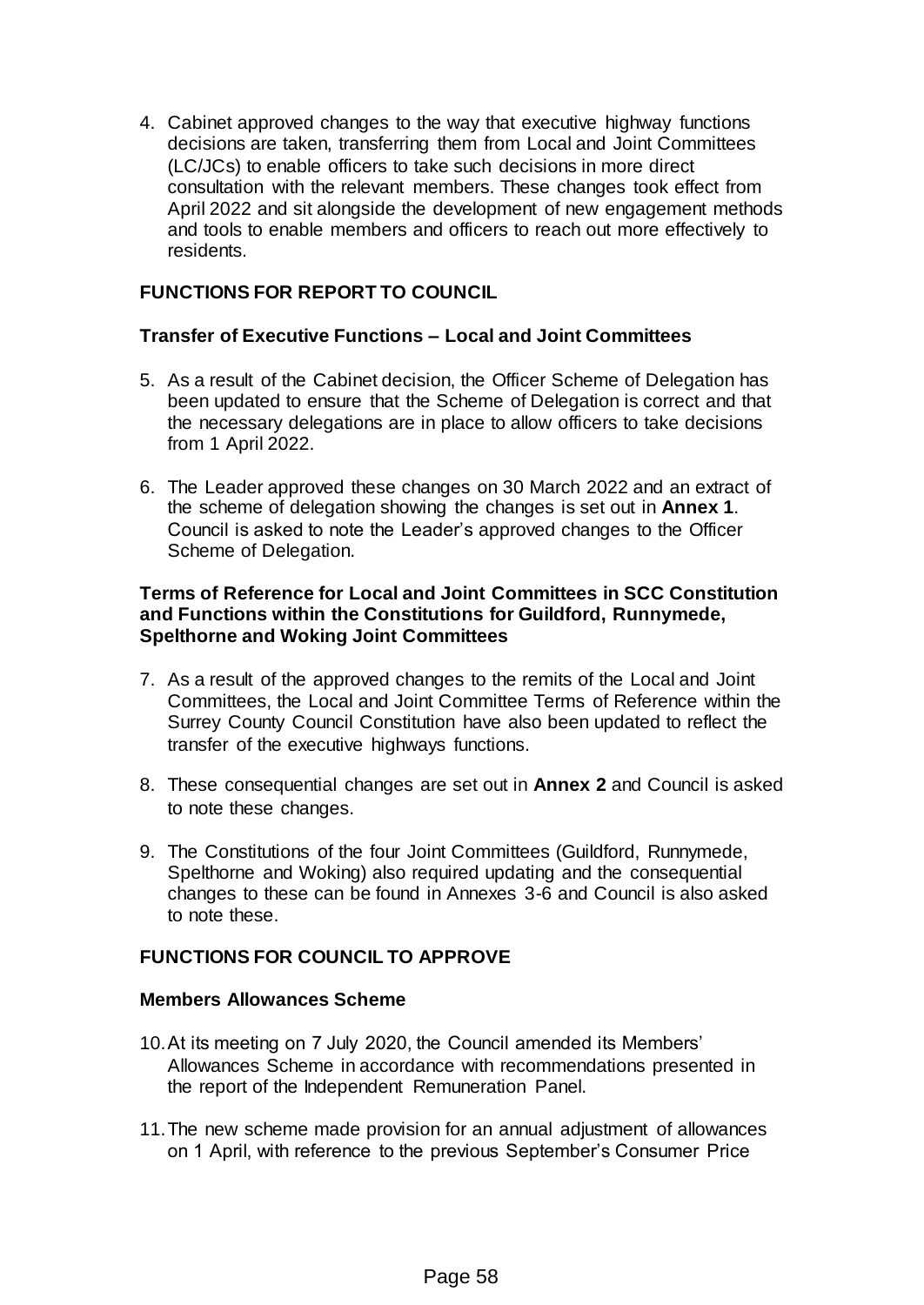4. Cabinet approved changes to the way that executive highway functions decisions are taken, transferring them from Local and Joint Committees (LC/JCs) to enable officers to take such decisions in more direct consultation with the relevant members. These changes took effect from April 2022 and sit alongside the development of new engagement methods and tools to enable members and officers to reach out more effectively to residents.

## FUNCTIONS FOR REPORT TO COUNCIL

### Transfer of Executive Functions – Local and Joint Committees

5. As a result of the Cabinet decision, the Officer Scheme of Delegation has been updated to ensure that the Scheme of Delegation is correct and that the necessary delegations are in place to allow officers to take decisions from 1 April 2022.

6. The Leader approved these changes on 30 March 2022 and an extract of the scheme of delegation showing the changes is set out in **Annex 1**. Council is asked to note the Leader's approved changes to the Officer Scheme of Delegation.

### Terms of Reference for Local and Joint Committees in SCC Constitution and Functions within the Constitutions for Guildford, Runnymede, Spelthorne and Woking Joint Committees

7. As a result of the approved changes to the remits of the Local and Joint Committees, the Local and Joint Committee Terms of Reference within the Surrey County Council Constitution have also been updated to reflect the transfer of the executive highways functions.

8. These consequential changes are set out in **Annex 2** and Council is asked to note these changes.

9. The Constitutions of the four Joint Committees (Guildford, Runnymede, Spelthorne and Woking) also required updating and the consequential changes to these can be found in Annexes 3-6 and Council is also asked to note these.

## FUNCTIONS FOR COUNCIL TO APPROVE

### Members Allowances Scheme

10. At its meeting on 7 July 2020, the Council amended its Members' Allowances Scheme in accordance with recommendations presented in the report of the Independent Remuneration Panel.

11. The new scheme made provision for an annual adjustment of allowances on 1 April, with reference to the previous September's Consumer Price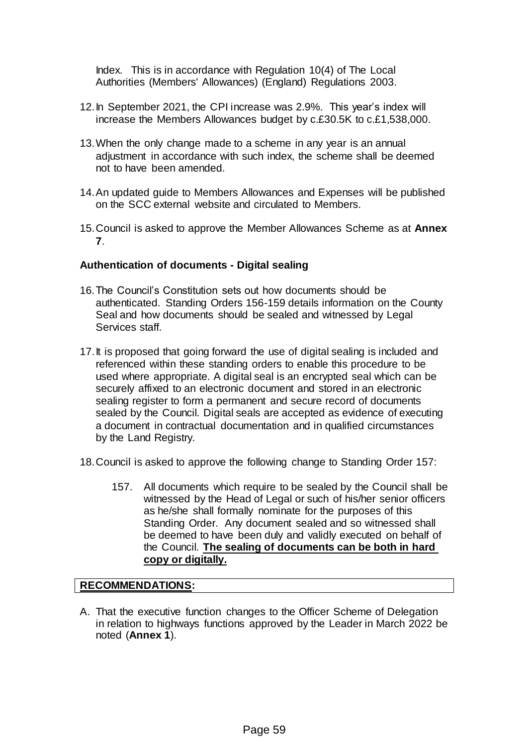Index. This is in accordance with Regulation 10(4) of The Local Authorities (Members' Allowances) (England) Regulations 2003.

12. In September 2021, the CPI increase was 2.9%. This year's index will increase the Members Allowances budget by c.£30.5K to c.£1,538,000.

13. When the only change made to a scheme in any year is an annual adjustment in accordance with such index, the scheme shall be deemed not to have been amended.

14. An updated guide to Members Allowances and Expenses will be published on the SCC external website and circulated to Members.

15. Council is asked to approve the Member Allowances Scheme as at **Annex 7**.

**Authentication of documents - Digital sealing**

16. The Council's Constitution sets out how documents should be authenticated. Standing Orders 156-159 details information on the County Seal and how documents should be sealed and witnessed by Legal Services staff.

17. It is proposed that going forward the use of digital sealing is included and referenced within these standing orders to enable this procedure to be used where appropriate. A digital seal is an encrypted seal which can be securely affixed to an electronic document and stored in an electronic sealing register to form a permanent and secure record of documents sealed by the Council. Digital seals are accepted as evidence of executing a document in contractual documentation and in qualified circumstances by the Land Registry.

18. Council is asked to approve the following change to Standing Order 157:

    157. All documents which require to be sealed by the Council shall be witnessed by the Head of Legal or such of his/her senior officers as he/she shall formally nominate for the purposes of this Standing Order. Any document sealed and so witnessed shall be deemed to have been duly and validly executed on behalf of the Council. **The sealing of documents can be both in hard copy or digitally.**

**RECOMMENDATIONS:**

A. That the executive function changes to the Officer Scheme of Delegation in relation to highways functions approved by the Leader in March 2022 be noted (**Annex 1**).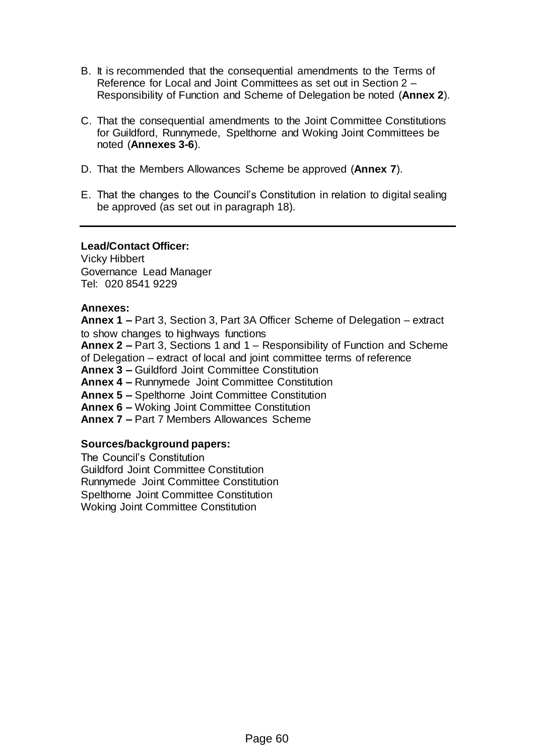B. It is recommended that the consequential amendments to the Terms of Reference for Local and Joint Committees as set out in Section 2 – Responsibility of Function and Scheme of Delegation be noted (**Annex 2**).

C. That the consequential amendments to the Joint Committee Constitutions for Guildford, Runnymede, Spelthorne and Woking Joint Committees be noted (**Annexes 3-6**).

D. That the Members Allowances Scheme be approved (**Annex 7**).

E. That the changes to the Council's Constitution in relation to digital sealing be approved (as set out in paragraph 18).

---

**Lead/Contact Officer:**
Vicky Hibbert
Governance Lead Manager
Tel: 020 8541 9229

**Annexes:**
**Annex 1 –** Part 3, Section 3, Part 3A Officer Scheme of Delegation – extract to show changes to highways functions
**Annex 2 –** Part 3, Sections 1 and 1 – Responsibility of Function and Scheme of Delegation – extract of local and joint committee terms of reference
**Annex 3 –** Guildford Joint Committee Constitution
**Annex 4 –** Runnymede Joint Committee Constitution
**Annex 5 –** Spelthorne Joint Committee Constitution
**Annex 6 –** Woking Joint Committee Constitution
**Annex 7 –** Part 7 Members Allowances Scheme

**Sources/background papers:**
The Council's Constitution
Guildford Joint Committee Constitution
Runnymede Joint Committee Constitution
Spelthorne Joint Committee Constitution
Woking Joint Committee Constitution